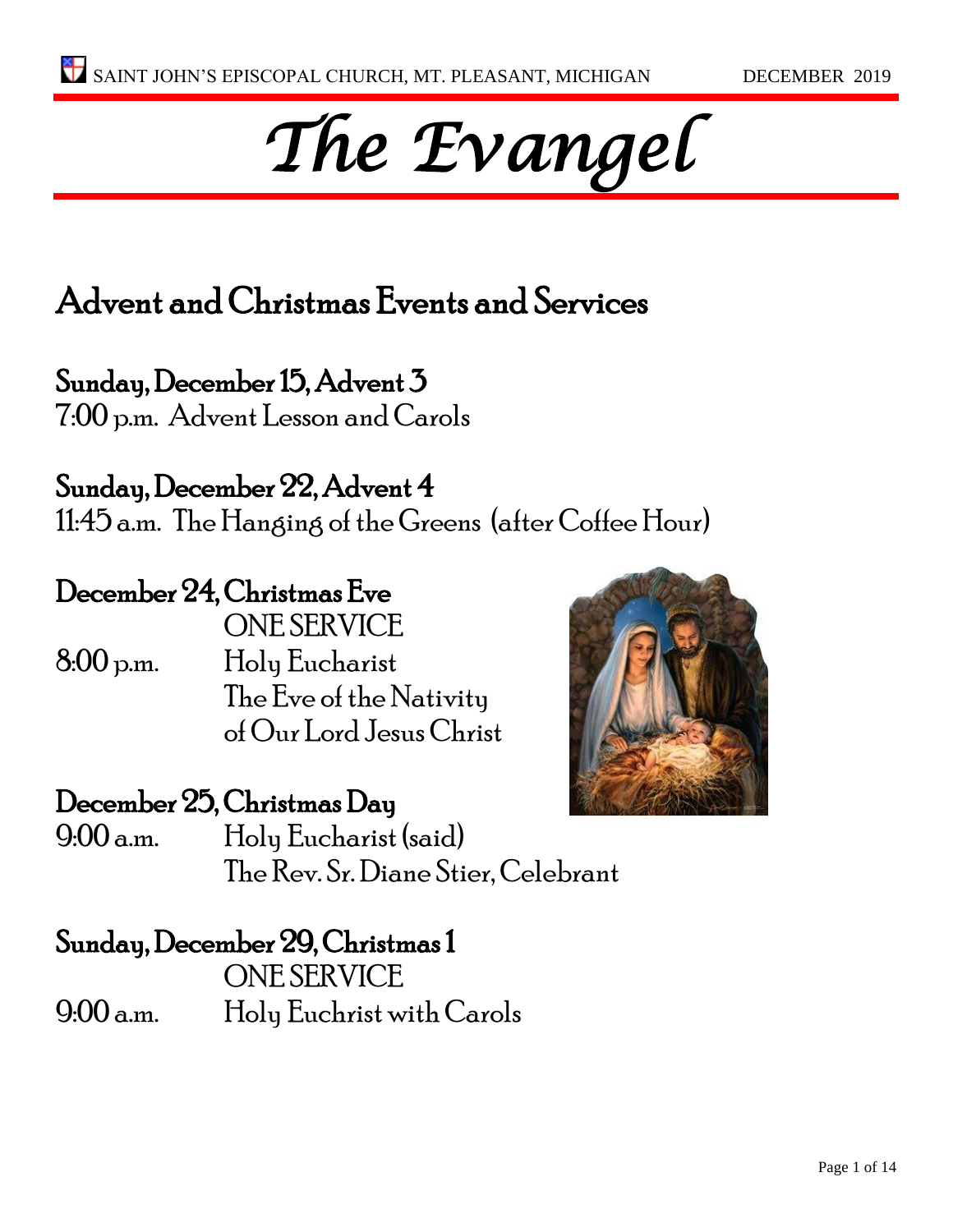# The Evangel

## Advent and Christmas Events and Services

### Sunday, December 15, Advent 3

7:00 p.m. Advent Lesson and Carols

### Sunday, December 22, Advent 4

11:45 a.m. The Hanging of the Greens (after Coffee Hour)

### December 24, Christmas Eve

ONE SERVICE

8:00 p.m. Holy Eucharist
The Eve of the Nativity
of Our Lord Jesus Christ

### December 25, Christmas Day

9:00 a.m. Holy Eucharist (said)
The Rev. Sr. Diane Stier, Celebrant

### Sunday, December 29, Christmas 1

ONE SERVICE

9:00 a.m. Holy Euchrist with Carols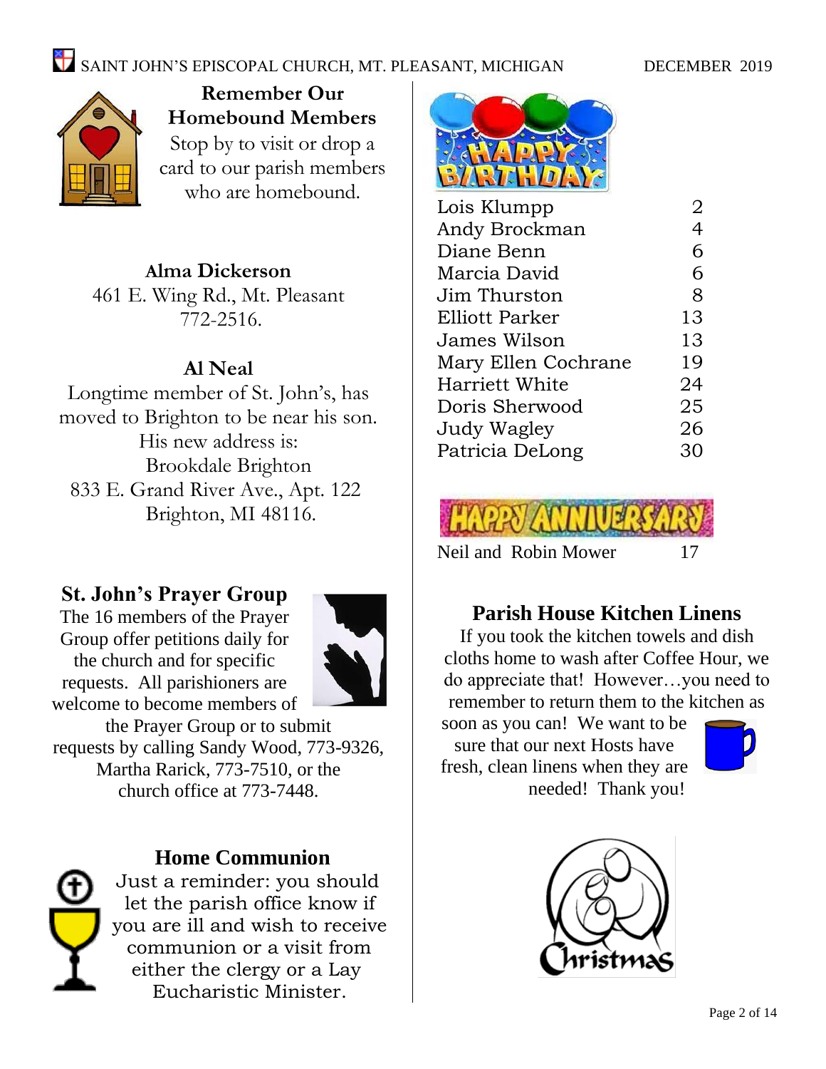## Remember Our Homebound Members

Stop by to visit or drop a card to our parish members who are homebound.

**Alma Dickerson**
461 E. Wing Rd., Mt. Pleasant
772-2516.

**Al Neal**
Longtime member of St. John's, has moved to Brighton to be near his son. His new address is:
Brookdale Brighton
833 E. Grand River Ave., Apt. 122
Brighton, MI 48116.

## St. John's Prayer Group

The 16 members of the Prayer Group offer petitions daily for the church and for specific requests. All parishioners are welcome to become members of the Prayer Group or to submit requests by calling Sandy Wood, 773-9326, Martha Rarick, 773-7510, or the church office at 773-7448.

## Home Communion

Just a reminder: you should let the parish office know if you are ill and wish to receive communion or a visit from either the clergy or a Lay Eucharistic Minister.

## HAPPY BIRTHDAY

| Name | Day |
|---|---|
| Lois Klumpp | 2 |
| Andy Brockman | 4 |
| Diane Benn | 6 |
| Marcia David | 6 |
| Jim Thurston | 8 |
| Elliott Parker | 13 |
| James Wilson | 13 |
| Mary Ellen Cochrane | 19 |
| Harriett White | 24 |
| Doris Sherwood | 25 |
| Judy Wagley | 26 |
| Patricia DeLong | 30 |

## HAPPY ANNIVERSARY

| Names | Day |
|---|---|
| Neil and Robin Mower | 17 |

## Parish House Kitchen Linens

If you took the kitchen towels and dish cloths home to wash after Coffee Hour, we do appreciate that! However…you need to remember to return them to the kitchen as soon as you can! We want to be sure that our next Hosts have fresh, clean linens when they are needed! Thank you!

Christmas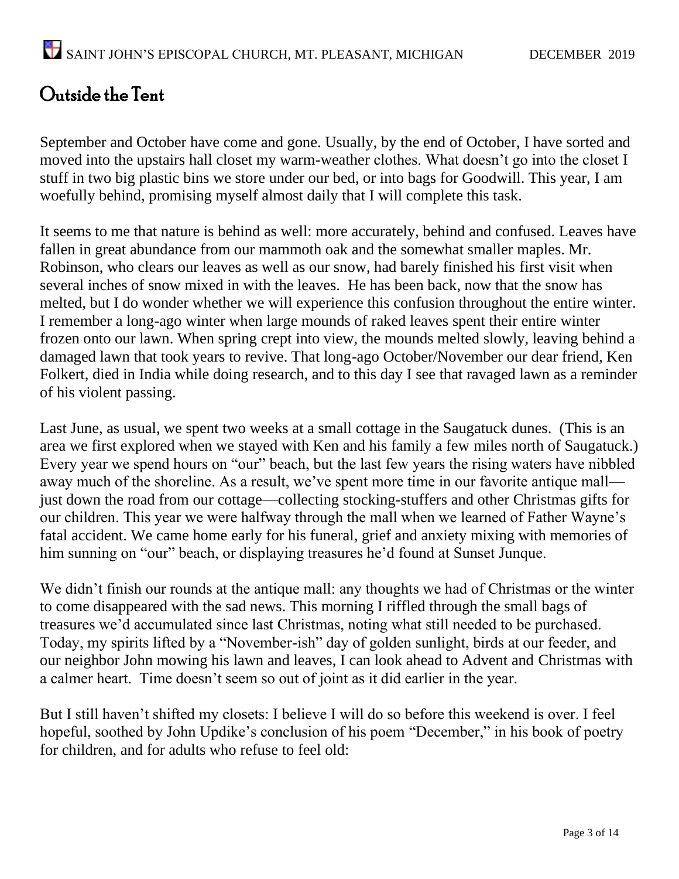## Outside the Tent

September and October have come and gone. Usually, by the end of October, I have sorted and moved into the upstairs hall closet my warm-weather clothes. What doesn't go into the closet I stuff in two big plastic bins we store under our bed, or into bags for Goodwill. This year, I am woefully behind, promising myself almost daily that I will complete this task.

It seems to me that nature is behind as well: more accurately, behind and confused. Leaves have fallen in great abundance from our mammoth oak and the somewhat smaller maples. Mr. Robinson, who clears our leaves as well as our snow, had barely finished his first visit when several inches of snow mixed in with the leaves. He has been back, now that the snow has melted, but I do wonder whether we will experience this confusion throughout the entire winter. I remember a long-ago winter when large mounds of raked leaves spent their entire winter frozen onto our lawn. When spring crept into view, the mounds melted slowly, leaving behind a damaged lawn that took years to revive. That long-ago October/November our dear friend, Ken Folkert, died in India while doing research, and to this day I see that ravaged lawn as a reminder of his violent passing.

Last June, as usual, we spent two weeks at a small cottage in the Saugatuck dunes. (This is an area we first explored when we stayed with Ken and his family a few miles north of Saugatuck.) Every year we spend hours on "our" beach, but the last few years the rising waters have nibbled away much of the shoreline. As a result, we've spent more time in our favorite antique mall—just down the road from our cottage—collecting stocking-stuffers and other Christmas gifts for our children. This year we were halfway through the mall when we learned of Father Wayne's fatal accident. We came home early for his funeral, grief and anxiety mixing with memories of him sunning on "our" beach, or displaying treasures he'd found at Sunset Junque.

We didn't finish our rounds at the antique mall: any thoughts we had of Christmas or the winter to come disappeared with the sad news. This morning I riffled through the small bags of treasures we'd accumulated since last Christmas, noting what still needed to be purchased. Today, my spirits lifted by a "November-ish" day of golden sunlight, birds at our feeder, and our neighbor John mowing his lawn and leaves, I can look ahead to Advent and Christmas with a calmer heart. Time doesn't seem so out of joint as it did earlier in the year.

But I still haven't shifted my closets: I believe I will do so before this weekend is over. I feel hopeful, soothed by John Updike's conclusion of his poem "December," in his book of poetry for children, and for adults who refuse to feel old: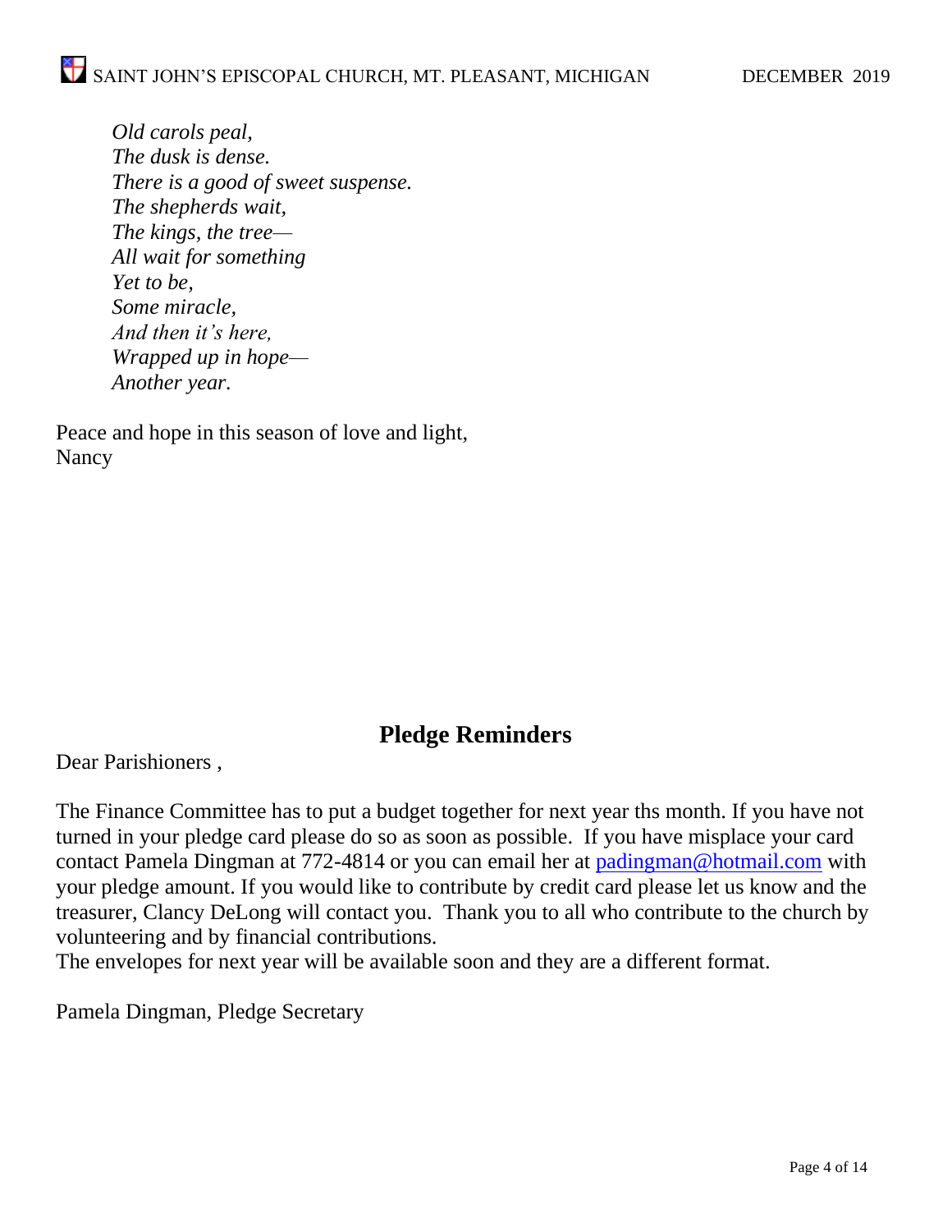*Old carols peal,*  
*The dusk is dense.*  
*There is a good of sweet suspense.*  
*The shepherds wait,*  
*The kings, the tree—*  
*All wait for something*  
*Yet to be,*  
*Some miracle,*  
*And then it's here,*  
*Wrapped up in hope—*  
*Another year.*

Peace and hope in this season of love and light,  
Nancy

## Pledge Reminders

Dear Parishioners ,

The Finance Committee has to put a budget together for next year ths month. If you have not turned in your pledge card please do so as soon as possible. If you have misplace your card contact Pamela Dingman at 772-4814 or you can email her at padingman@hotmail.com with your pledge amount. If you would like to contribute by credit card please let us know and the treasurer, Clancy DeLong will contact you. Thank you to all who contribute to the church by volunteering and by financial contributions.  
The envelopes for next year will be available soon and they are a different format.

Pamela Dingman, Pledge Secretary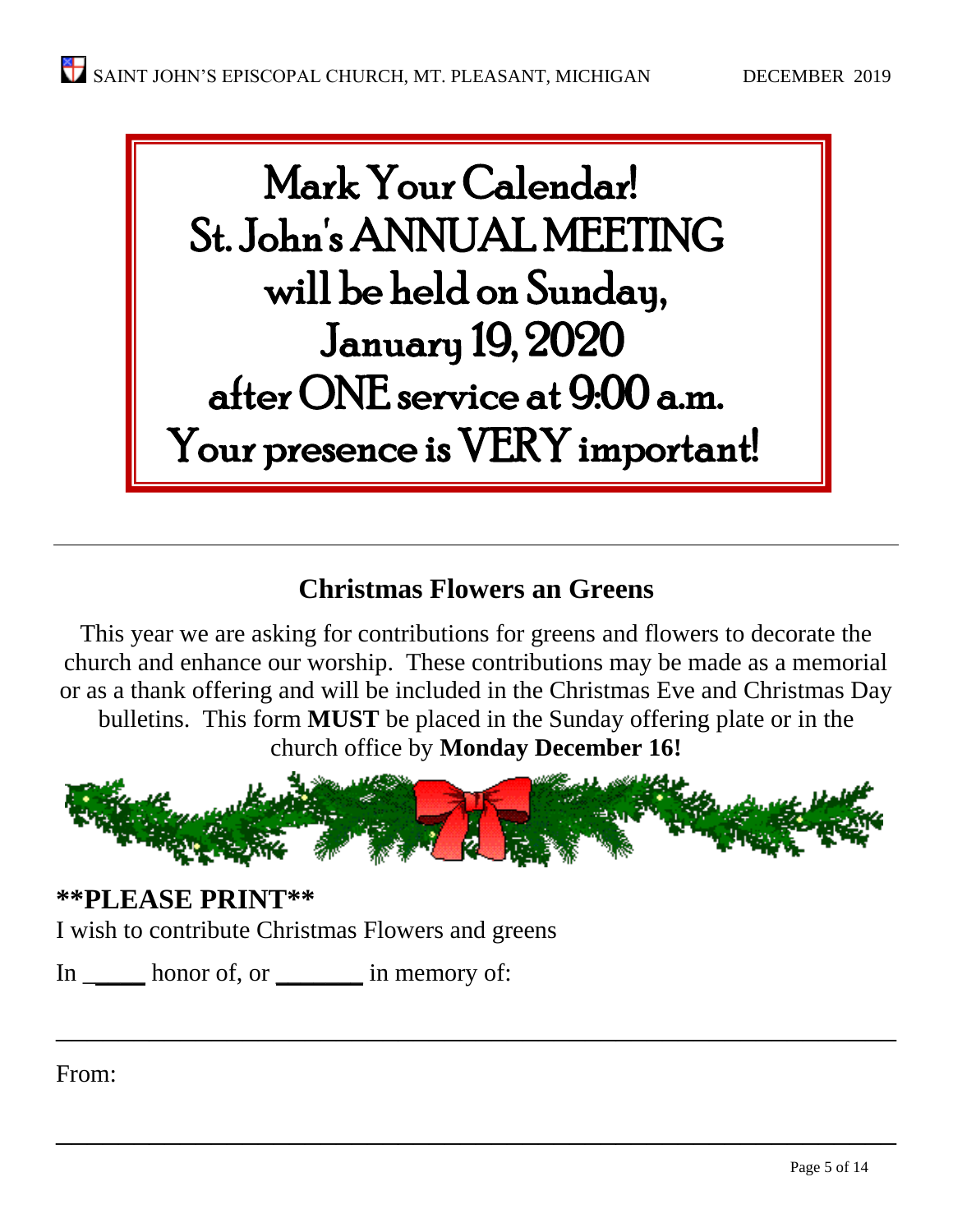Mark Your Calendar!
St. John's ANNUAL MEETING
will be held on Sunday,
January 19, 2020
after ONE service at 9:00 a.m.
Your presence is VERY important!

---

## Christmas Flowers an Greens

This year we are asking for contributions for greens and flowers to decorate the church and enhance our worship. These contributions may be made as a memorial or as a thank offering and will be included in the Christmas Eve and Christmas Day bulletins. This form **MUST** be placed in the Sunday offering plate or in the church office by **Monday December 16!**

**\*\*PLEASE PRINT\*\***

I wish to contribute Christmas Flowers and greens

In _____ honor of, or _______ in memory of:

_______________________________________________

From:

_______________________________________________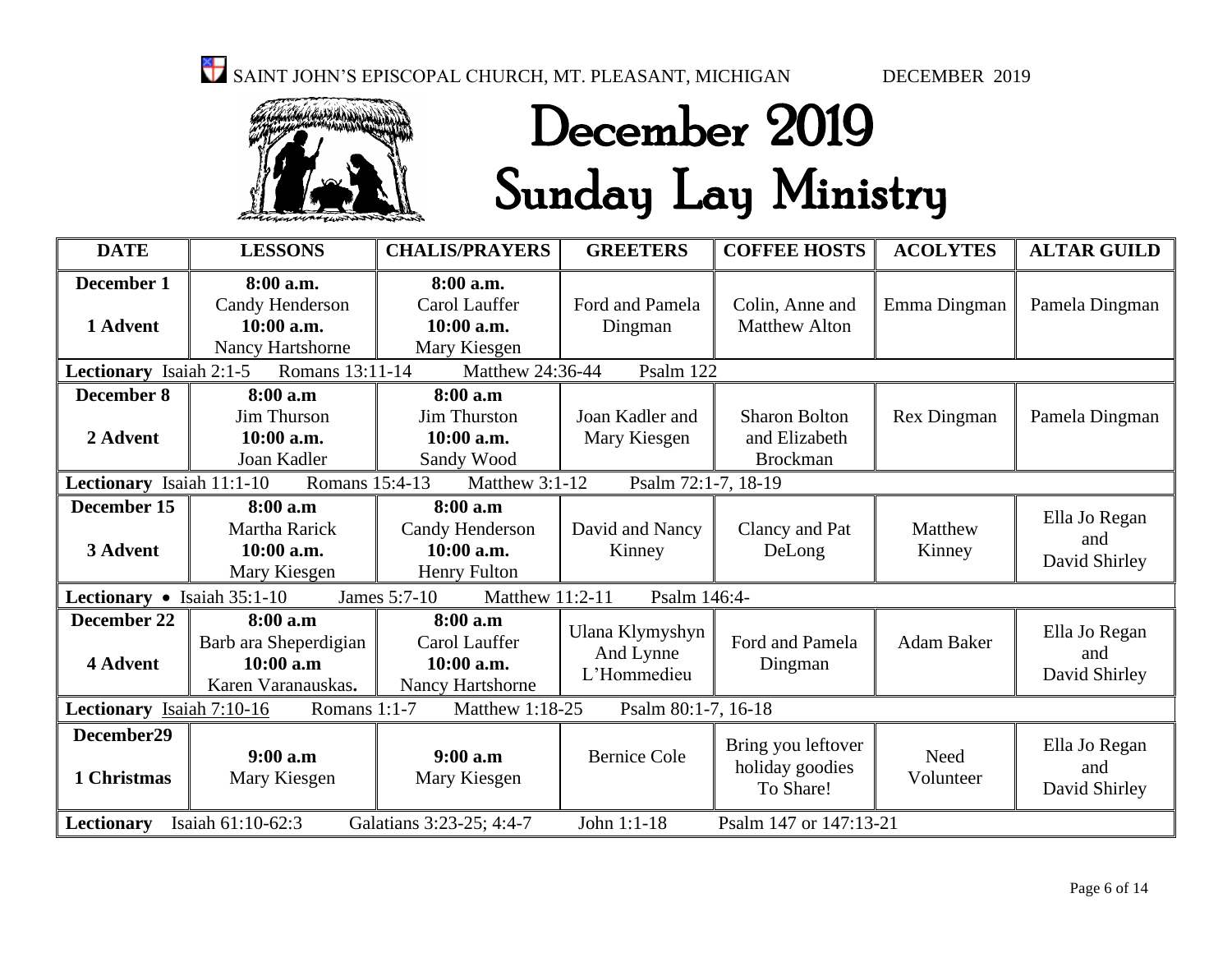SAINT JOHN'S EPISCOPAL CHURCH, MT. PLEASANT, MICHIGAN DECEMBER 2019

# December 2019 Sunday Lay Ministry

| DATE | LESSONS | CHALIS/PRAYERS | GREETERS | COFFEE HOSTS | ACOLYTES | ALTAR GUILD |
|---|---|---|---|---|---|---|
| **December 1** **1 Advent** | **8:00 a.m.** Candy Henderson **10:00 a.m.** Nancy Hartshorne | **8:00 a.m.** Carol Lauffer **10:00 a.m.** Mary Kiesgen | Ford and Pamela Dingman | Colin, Anne and Matthew Alton | Emma Dingman | Pamela Dingman |
| **Lectionary** Isaiah 2:1-5 Romans 13:11-14 Matthew 24:36-44 Psalm 122 | | | | | | |
| **December 8** **2 Advent** | **8:00 a.m** Jim Thurson **10:00 a.m.** Joan Kadler | **8:00 a.m** Jim Thurston **10:00 a.m.** Sandy Wood | Joan Kadler and Mary Kiesgen | Sharon Bolton and Elizabeth Brockman | Rex Dingman | Pamela Dingman |
| **Lectionary** Isaiah 11:1-10 Romans 15:4-13 Matthew 3:1-12 Psalm 72:1-7, 18-19 | | | | | | |
| **December 15** **3 Advent** | **8:00 a.m** Martha Rarick **10:00 a.m.** Mary Kiesgen | **8:00 a.m** Candy Henderson **10:00 a.m.** Henry Fulton | David and Nancy Kinney | Clancy and Pat DeLong | Matthew Kinney | Ella Jo Regan and David Shirley |
| **Lectionary** • Isaiah 35:1-10 James 5:7-10 Matthew 11:2-11 Psalm 146:4- | | | | | | |
| **December 22** **4 Advent** | **8:00 a.m** Barb ara Sheperdigian **10:00 a.m** Karen Varanauskas**.** | **8:00 a.m** Carol Lauffer **10:00 a.m.** Nancy Hartshorne | Ulana Klymyshyn And Lynne L'Hommedieu | Ford and Pamela Dingman | Adam Baker | Ella Jo Regan and David Shirley |
| **Lectionary** Isaiah 7:10-16 Romans 1:1-7 Matthew 1:18-25 Psalm 80:1-7, 16-18 | | | | | | |
| **December29** **1 Christmas** | **9:00 a.m** Mary Kiesgen | **9:00 a.m** Mary Kiesgen | Bernice Cole | Bring you leftover holiday goodies To Share! | Need Volunteer | Ella Jo Regan and David Shirley |
| **Lectionary** Isaiah 61:10-62:3 Galatians 3:23-25; 4:4-7 John 1:1-18 Psalm 147 or 147:13-21 | | | | | | |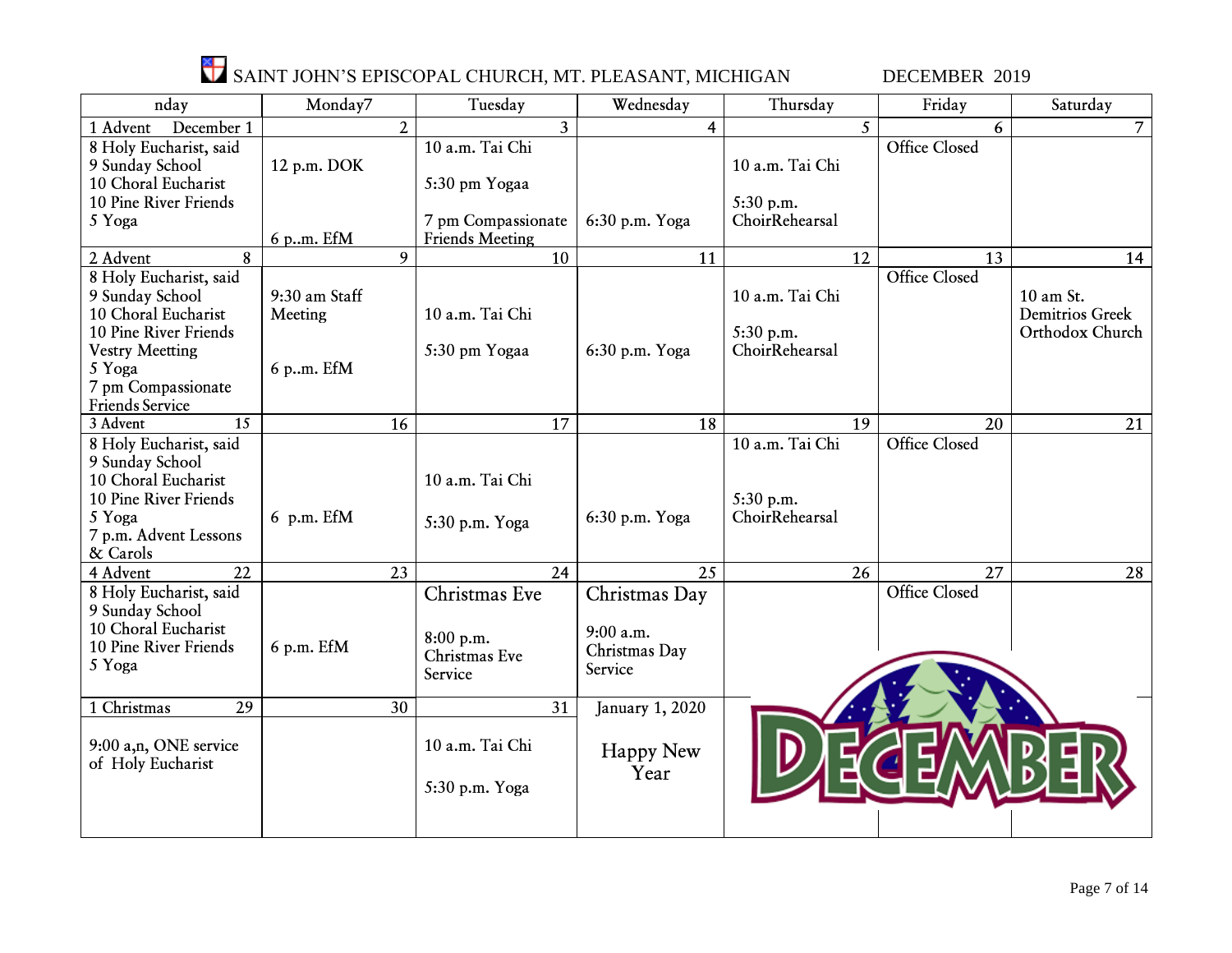# SAINT JOHN'S EPISCOPAL CHURCH, MT. PLEASANT, MICHIGAN DECEMBER 2019

| nday | Monday7 | Tuesday | Wednesday | Thursday | Friday | Saturday |
|---|---|---|---|---|---|---|
| 1 Advent December 1 | 2 | 3 | 4 | 5 | 6 | 7 |
| 8 Holy Eucharist, said<br>9 Sunday School<br>10 Choral Eucharist<br>10 Pine River Friends<br>5 Yoga | 12 p.m. DOK<br><br>6 p..m. EfM | 10 a.m. Tai Chi<br><br>5:30 pm Yogaa<br><br>7 pm Compassionate Friends Meeting | 6:30 p.m. Yoga | 10 a.m. Tai Chi<br><br>5:30 p.m. ChoirRehearsal | Office Closed | |
| 2 Advent 8 | 9 | 10 | 11 | 12 | 13 | 14 |
| 8 Holy Eucharist, said<br>9 Sunday School<br>10 Choral Eucharist<br>10 Pine River Friends<br>Vestry Meetting<br>5 Yoga<br>7 pm Compassionate Friends Service | 9:30 am Staff Meeting<br><br>6 p..m. EfM | 10 a.m. Tai Chi<br><br>5:30 pm Yogaa | 6:30 p.m. Yoga | 10 a.m. Tai Chi<br><br>5:30 p.m. ChoirRehearsal | Office Closed | 10 am St. Demitrios Greek Orthodox Church |
| 3 Advent 15 | 16 | 17 | 18 | 19 | 20 | 21 |
| 8 Holy Eucharist, said<br>9 Sunday School<br>10 Choral Eucharist<br>10 Pine River Friends<br>5 Yoga<br>7 p.m. Advent Lessons & Carols | 6 p.m. EfM | 10 a.m. Tai Chi<br><br>5:30 p.m. Yoga | 6:30 p.m. Yoga | 10 a.m. Tai Chi<br><br>5:30 p.m. ChoirRehearsal | Office Closed | |
| 4 Advent 22 | 23 | 24 | 25 | 26 | 27 | 28 |
| 8 Holy Eucharist, said<br>9 Sunday School<br>10 Choral Eucharist<br>10 Pine River Friends<br>5 Yoga | 6 p.m. EfM | Christmas Eve<br><br>8:00 p.m. Christmas Eve Service | Christmas Day<br><br>9:00 a.m. Christmas Day Service | | Office Closed | |
| 1 Christmas 29 | 30 | 31 | January 1, 2020 | | | |
| 9:00 a,n, ONE service of Holy Eucharist | | 10 a.m. Tai Chi<br><br>5:30 p.m. Yoga | Happy New Year | | | |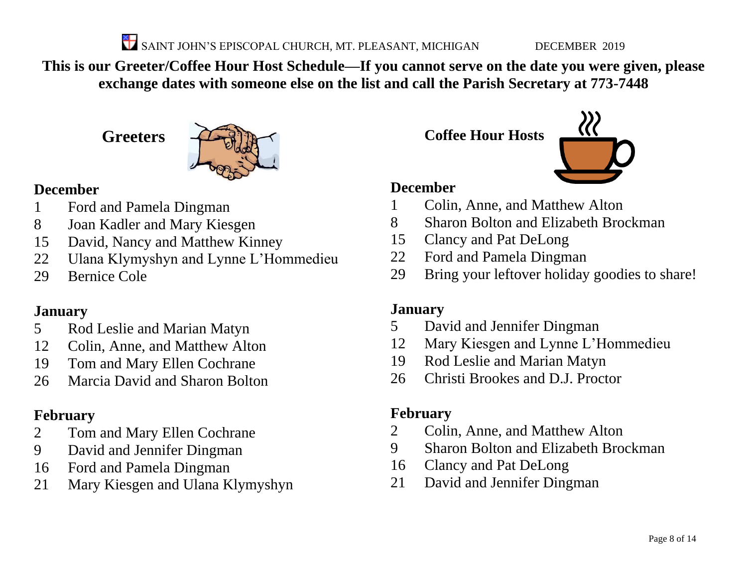SAINT JOHN'S EPISCOPAL CHURCH, MT. PLEASANT, MICHIGAN DECEMBER 2019

**This is our Greeter/Coffee Hour Host Schedule—If you cannot serve on the date you were given, please exchange dates with someone else on the list and call the Parish Secretary at 773-7448**

## Greeters

### December

1 Ford and Pamela Dingman
8 Joan Kadler and Mary Kiesgen
15 David, Nancy and Matthew Kinney
22 Ulana Klymyshyn and Lynne L'Hommedieu
29 Bernice Cole

### January

5 Rod Leslie and Marian Matyn
12 Colin, Anne, and Matthew Alton
19 Tom and Mary Ellen Cochrane
26 Marcia David and Sharon Bolton

### February

2 Tom and Mary Ellen Cochrane
9 David and Jennifer Dingman
16 Ford and Pamela Dingman
21 Mary Kiesgen and Ulana Klymyshyn

## Coffee Hour Hosts

### December

1 Colin, Anne, and Matthew Alton
8 Sharon Bolton and Elizabeth Brockman
15 Clancy and Pat DeLong
22 Ford and Pamela Dingman
29 Bring your leftover holiday goodies to share!

### January

5 David and Jennifer Dingman
12 Mary Kiesgen and Lynne L'Hommedieu
19 Rod Leslie and Marian Matyn
26 Christi Brookes and D.J. Proctor

### February

2 Colin, Anne, and Matthew Alton
9 Sharon Bolton and Elizabeth Brockman
16 Clancy and Pat DeLong
21 David and Jennifer Dingman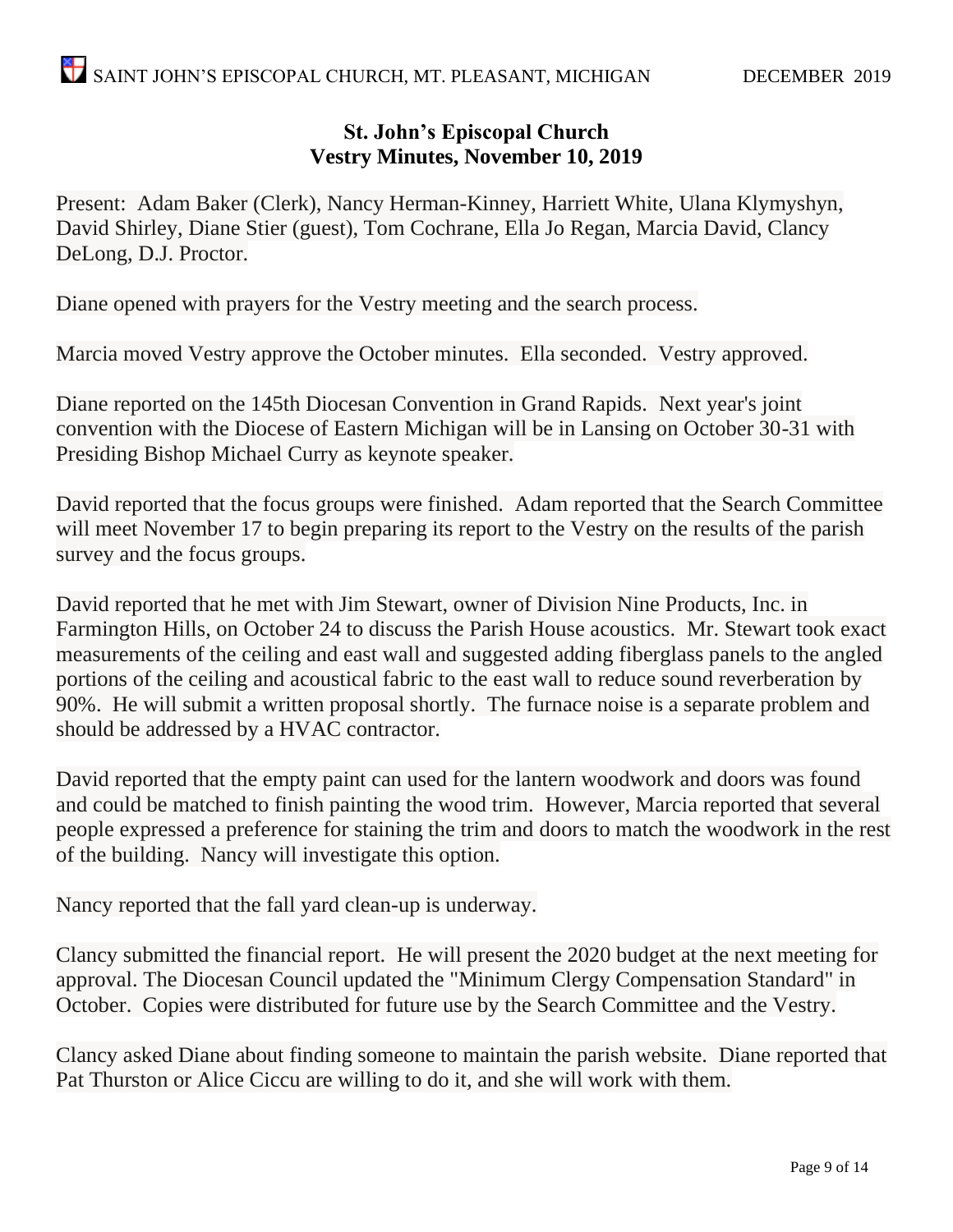**St. John's Episcopal Church**
**Vestry Minutes, November 10, 2019**

Present: Adam Baker (Clerk), Nancy Herman-Kinney, Harriett White, Ulana Klymyshyn, David Shirley, Diane Stier (guest), Tom Cochrane, Ella Jo Regan, Marcia David, Clancy DeLong, D.J. Proctor.

Diane opened with prayers for the Vestry meeting and the search process.

Marcia moved Vestry approve the October minutes. Ella seconded. Vestry approved.

Diane reported on the 145th Diocesan Convention in Grand Rapids. Next year's joint convention with the Diocese of Eastern Michigan will be in Lansing on October 30-31 with Presiding Bishop Michael Curry as keynote speaker.

David reported that the focus groups were finished. Adam reported that the Search Committee will meet November 17 to begin preparing its report to the Vestry on the results of the parish survey and the focus groups.

David reported that he met with Jim Stewart, owner of Division Nine Products, Inc. in Farmington Hills, on October 24 to discuss the Parish House acoustics. Mr. Stewart took exact measurements of the ceiling and east wall and suggested adding fiberglass panels to the angled portions of the ceiling and acoustical fabric to the east wall to reduce sound reverberation by 90%. He will submit a written proposal shortly. The furnace noise is a separate problem and should be addressed by a HVAC contractor.

David reported that the empty paint can used for the lantern woodwork and doors was found and could be matched to finish painting the wood trim. However, Marcia reported that several people expressed a preference for staining the trim and doors to match the woodwork in the rest of the building. Nancy will investigate this option.

Nancy reported that the fall yard clean-up is underway.

Clancy submitted the financial report. He will present the 2020 budget at the next meeting for approval. The Diocesan Council updated the "Minimum Clergy Compensation Standard" in October. Copies were distributed for future use by the Search Committee and the Vestry.

Clancy asked Diane about finding someone to maintain the parish website. Diane reported that Pat Thurston or Alice Ciccu are willing to do it, and she will work with them.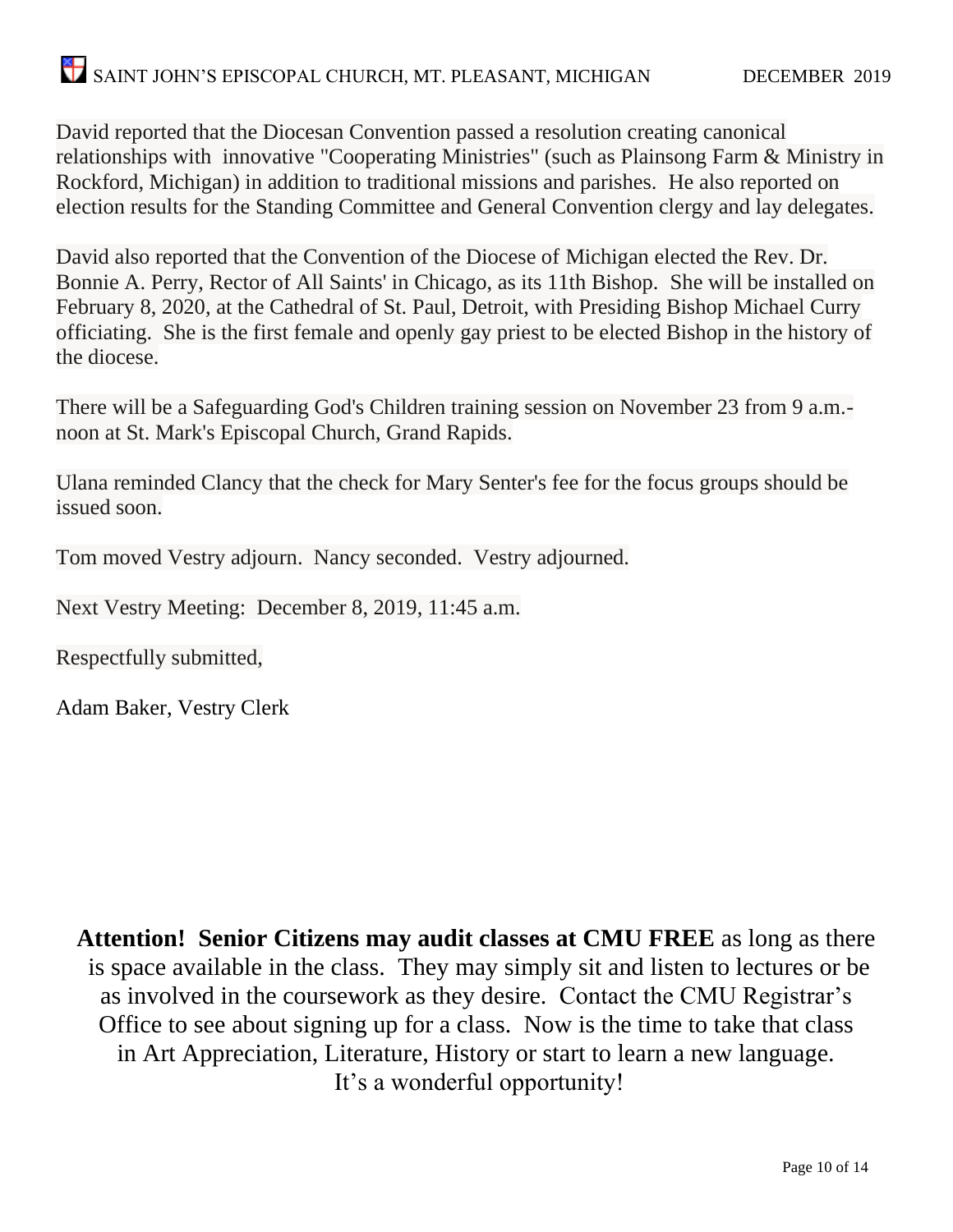David reported that the Diocesan Convention passed a resolution creating canonical relationships with innovative "Cooperating Ministries" (such as Plainsong Farm & Ministry in Rockford, Michigan) in addition to traditional missions and parishes. He also reported on election results for the Standing Committee and General Convention clergy and lay delegates.

David also reported that the Convention of the Diocese of Michigan elected the Rev. Dr. Bonnie A. Perry, Rector of All Saints' in Chicago, as its 11th Bishop. She will be installed on February 8, 2020, at the Cathedral of St. Paul, Detroit, with Presiding Bishop Michael Curry officiating. She is the first female and openly gay priest to be elected Bishop in the history of the diocese.

There will be a Safeguarding God's Children training session on November 23 from 9 a.m.-noon at St. Mark's Episcopal Church, Grand Rapids.

Ulana reminded Clancy that the check for Mary Senter's fee for the focus groups should be issued soon.

Tom moved Vestry adjourn. Nancy seconded. Vestry adjourned.

Next Vestry Meeting: December 8, 2019, 11:45 a.m.

Respectfully submitted,

Adam Baker, Vestry Clerk

**Attention! Senior Citizens may audit classes at CMU FREE** as long as there is space available in the class. They may simply sit and listen to lectures or be as involved in the coursework as they desire. Contact the CMU Registrar's Office to see about signing up for a class. Now is the time to take that class in Art Appreciation, Literature, History or start to learn a new language. It's a wonderful opportunity!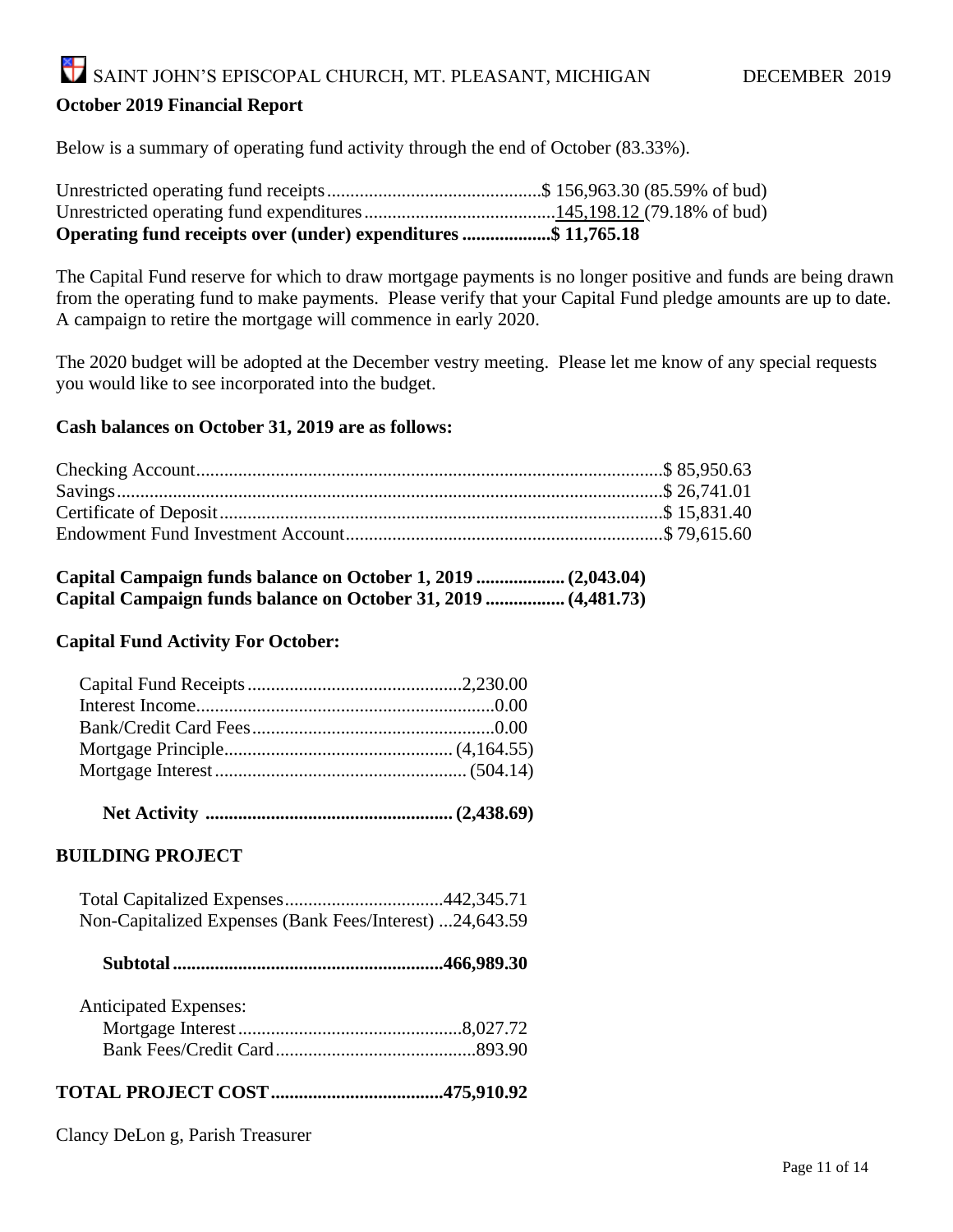**October 2019 Financial Report**

Below is a summary of operating fund activity through the end of October (83.33%).

Unrestricted operating fund receipts..............................................$ 156,963.30 (85.59% of bud)
Unrestricted operating fund expenditures.........................................145,198.12 (79.18% of bud)
**Operating fund receipts over (under) expenditures ..................$ 11,765.18**

The Capital Fund reserve for which to draw mortgage payments is no longer positive and funds are being drawn from the operating fund to make payments. Please verify that your Capital Fund pledge amounts are up to date. A campaign to retire the mortgage will commence in early 2020.

The 2020 budget will be adopted at the December vestry meeting. Please let me know of any special requests you would like to see incorporated into the budget.

**Cash balances on October 31, 2019 are as follows:**

Checking Account...................................................................................................$ 85,950.63
Savings....................................................................................................................$ 26,741.01
Certificate of Deposit..............................................................................................$ 15,831.40
Endowment Fund Investment Account...................................................................$ 79,615.60

**Capital Campaign funds balance on October 1, 2019 .................. (2,043.04)**
**Capital Campaign funds balance on October 31, 2019 ................ (4,481.73)**

**Capital Fund Activity For October:**

Capital Fund Receipts.............................................2,230.00
Interest Income...............................................................0.00
Bank/Credit Card Fees...................................................0.00
Mortgage Principle................................................ (4,164.55)
Mortgage Interest..................................................... (504.14)

**Net Activity .................................................... (2,438.69)**

**BUILDING PROJECT**

Total Capitalized Expenses.................................442,345.71
Non-Capitalized Expenses (Bank Fees/Interest) ...24,643.59

**Subtotal..........................................................466,989.30**

Anticipated Expenses:
Mortgage Interest...............................................8,027.72
Bank Fees/Credit Card..........................................893.90

**TOTAL PROJECT COST....................................475,910.92**

Clancy DeLon g, Parish Treasurer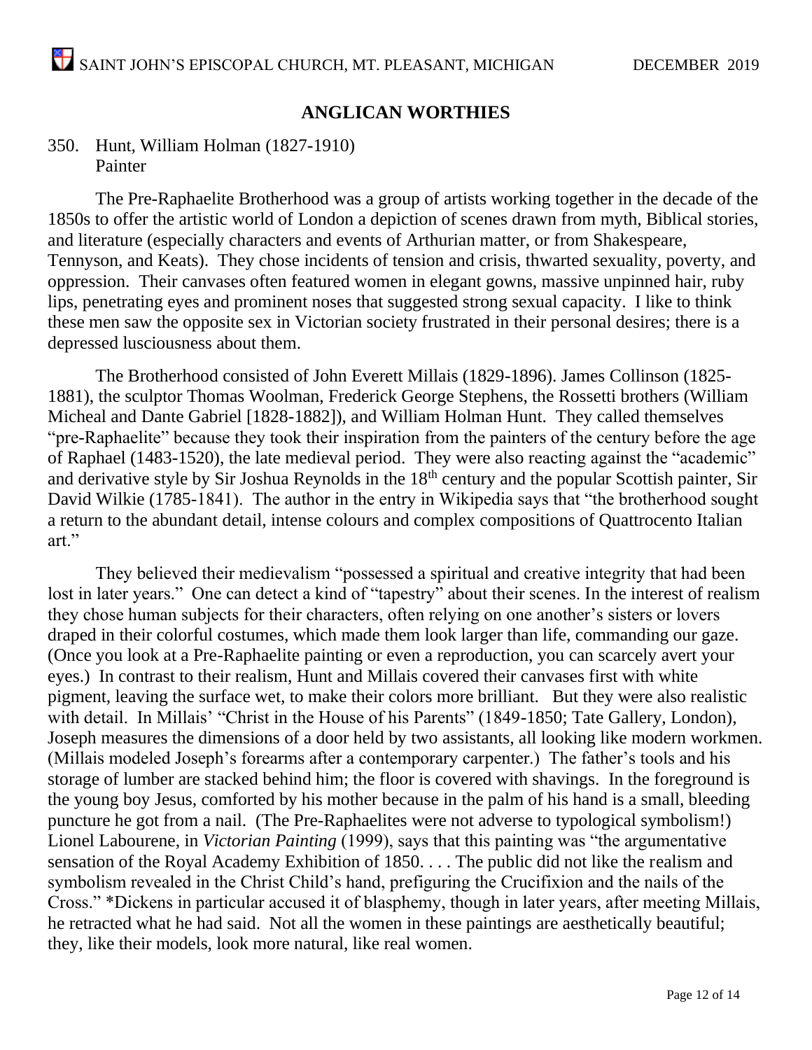## ANGLICAN WORTHIES

350. Hunt, William Holman (1827-1910)
Painter

The Pre-Raphaelite Brotherhood was a group of artists working together in the decade of the 1850s to offer the artistic world of London a depiction of scenes drawn from myth, Biblical stories, and literature (especially characters and events of Arthurian matter, or from Shakespeare, Tennyson, and Keats). They chose incidents of tension and crisis, thwarted sexuality, poverty, and oppression. Their canvases often featured women in elegant gowns, massive unpinned hair, ruby lips, penetrating eyes and prominent noses that suggested strong sexual capacity. I like to think these men saw the opposite sex in Victorian society frustrated in their personal desires; there is a depressed lusciousness about them.

The Brotherhood consisted of John Everett Millais (1829-1896). James Collinson (1825-1881), the sculptor Thomas Woolman, Frederick George Stephens, the Rossetti brothers (William Micheal and Dante Gabriel [1828-1882]), and William Holman Hunt. They called themselves "pre-Raphaelite" because they took their inspiration from the painters of the century before the age of Raphael (1483-1520), the late medieval period. They were also reacting against the "academic" and derivative style by Sir Joshua Reynolds in the 18th century and the popular Scottish painter, Sir David Wilkie (1785-1841). The author in the entry in Wikipedia says that "the brotherhood sought a return to the abundant detail, intense colours and complex compositions of Quattrocento Italian art."

They believed their medievalism "possessed a spiritual and creative integrity that had been lost in later years." One can detect a kind of "tapestry" about their scenes. In the interest of realism they chose human subjects for their characters, often relying on one another's sisters or lovers draped in their colorful costumes, which made them look larger than life, commanding our gaze. (Once you look at a Pre-Raphaelite painting or even a reproduction, you can scarcely avert your eyes.) In contrast to their realism, Hunt and Millais covered their canvases first with white pigment, leaving the surface wet, to make their colors more brilliant. But they were also realistic with detail. In Millais' "Christ in the House of his Parents" (1849-1850; Tate Gallery, London), Joseph measures the dimensions of a door held by two assistants, all looking like modern workmen. (Millais modeled Joseph's forearms after a contemporary carpenter.) The father's tools and his storage of lumber are stacked behind him; the floor is covered with shavings. In the foreground is the young boy Jesus, comforted by his mother because in the palm of his hand is a small, bleeding puncture he got from a nail. (The Pre-Raphaelites were not adverse to typological symbolism!) Lionel Labourene, in *Victorian Painting* (1999), says that this painting was "the argumentative sensation of the Royal Academy Exhibition of 1850. . . . The public did not like the realism and symbolism revealed in the Christ Child's hand, prefiguring the Crucifixion and the nails of the Cross." *Dickens in particular accused it of blasphemy, though in later years, after meeting Millais, he retracted what he had said. Not all the women in these paintings are aesthetically beautiful; they, like their models, look more natural, like real women.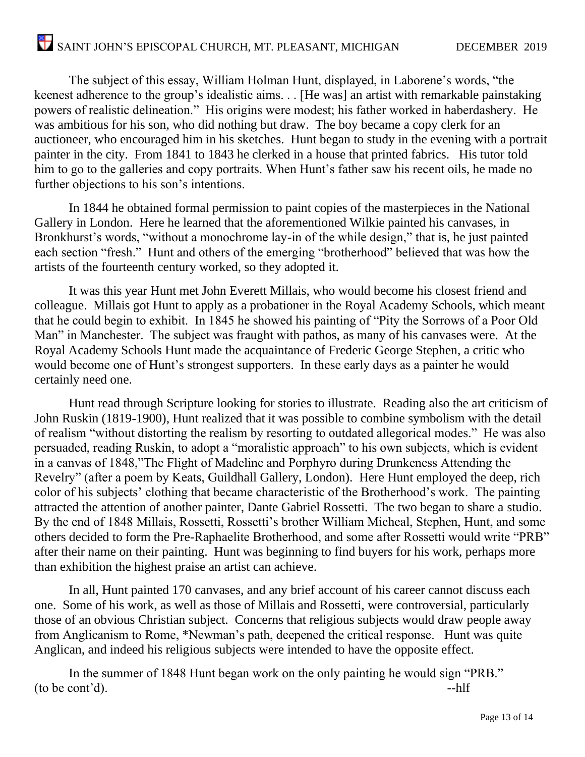The subject of this essay, William Holman Hunt, displayed, in Laborene's words, "the keenest adherence to the group's idealistic aims. . . [He was] an artist with remarkable painstaking powers of realistic delineation." His origins were modest; his father worked in haberdashery. He was ambitious for his son, who did nothing but draw. The boy became a copy clerk for an auctioneer, who encouraged him in his sketches. Hunt began to study in the evening with a portrait painter in the city. From 1841 to 1843 he clerked in a house that printed fabrics. His tutor told him to go to the galleries and copy portraits. When Hunt's father saw his recent oils, he made no further objections to his son's intentions.

In 1844 he obtained formal permission to paint copies of the masterpieces in the National Gallery in London. Here he learned that the aforementioned Wilkie painted his canvases, in Bronkhurst's words, "without a monochrome lay-in of the while design," that is, he just painted each section "fresh." Hunt and others of the emerging "brotherhood" believed that was how the artists of the fourteenth century worked, so they adopted it.

It was this year Hunt met John Everett Millais, who would become his closest friend and colleague. Millais got Hunt to apply as a probationer in the Royal Academy Schools, which meant that he could begin to exhibit. In 1845 he showed his painting of "Pity the Sorrows of a Poor Old Man" in Manchester. The subject was fraught with pathos, as many of his canvases were. At the Royal Academy Schools Hunt made the acquaintance of Frederic George Stephen, a critic who would become one of Hunt's strongest supporters. In these early days as a painter he would certainly need one.

Hunt read through Scripture looking for stories to illustrate. Reading also the art criticism of John Ruskin (1819-1900), Hunt realized that it was possible to combine symbolism with the detail of realism "without distorting the realism by resorting to outdated allegorical modes." He was also persuaded, reading Ruskin, to adopt a "moralistic approach" to his own subjects, which is evident in a canvas of 1848,"The Flight of Madeline and Porphyro during Drunkeness Attending the Revelry" (after a poem by Keats, Guildhall Gallery, London). Here Hunt employed the deep, rich color of his subjects' clothing that became characteristic of the Brotherhood's work. The painting attracted the attention of another painter, Dante Gabriel Rossetti. The two began to share a studio. By the end of 1848 Millais, Rossetti, Rossetti's brother William Micheal, Stephen, Hunt, and some others decided to form the Pre-Raphaelite Brotherhood, and some after Rossetti would write "PRB" after their name on their painting. Hunt was beginning to find buyers for his work, perhaps more than exhibition the highest praise an artist can achieve.

In all, Hunt painted 170 canvases, and any brief account of his career cannot discuss each one. Some of his work, as well as those of Millais and Rossetti, were controversial, particularly those of an obvious Christian subject. Concerns that religious subjects would draw people away from Anglicanism to Rome, *Newman's path, deepened the critical response. Hunt was quite Anglican, and indeed his religious subjects were intended to have the opposite effect.

In the summer of 1848 Hunt began work on the only painting he would sign "PRB." (to be cont'd). --hlf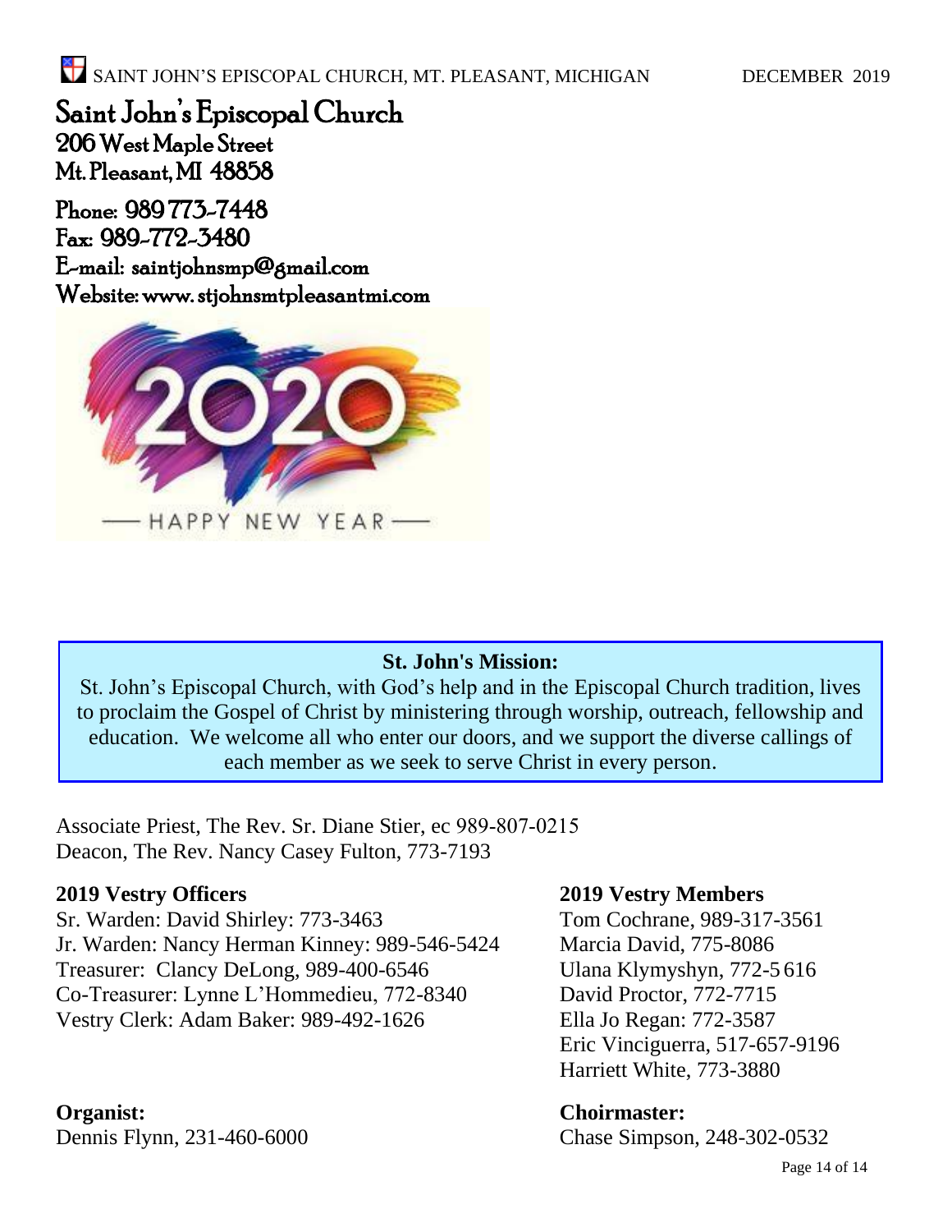# Saint John's Episcopal Church

206 West Maple Street
Mt. Pleasant, MI 48858

Phone: 989 773-7448
Fax: 989-772-3480
E-mail: saintjohnsmp@gmail.com
Website: www. stjohnsmtpleasantmi.com

2020

HAPPY NEW YEAR

**St. John's Mission:**

St. John's Episcopal Church, with God's help and in the Episcopal Church tradition, lives to proclaim the Gospel of Christ by ministering through worship, outreach, fellowship and education. We welcome all who enter our doors, and we support the diverse callings of each member as we seek to serve Christ in every person.

Associate Priest, The Rev. Sr. Diane Stier, ec 989-807-0215
Deacon, The Rev. Nancy Casey Fulton, 773-7193

**2019 Vestry Officers**

Sr. Warden: David Shirley: 773-3463
Jr. Warden: Nancy Herman Kinney: 989-546-5424
Treasurer: Clancy DeLong, 989-400-6546
Co-Treasurer: Lynne L'Hommedieu, 772-8340
Vestry Clerk: Adam Baker: 989-492-1626

**2019 Vestry Members**

Tom Cochrane, 989-317-3561
Marcia David, 775-8086
Ulana Klymyshyn, 772-5 616
David Proctor, 772-7715
Ella Jo Regan: 772-3587
Eric Vinciguerra, 517-657-9196
Harriett White, 773-3880

**Organist:**
Dennis Flynn, 231-460-6000

**Choirmaster:**
Chase Simpson, 248-302-0532